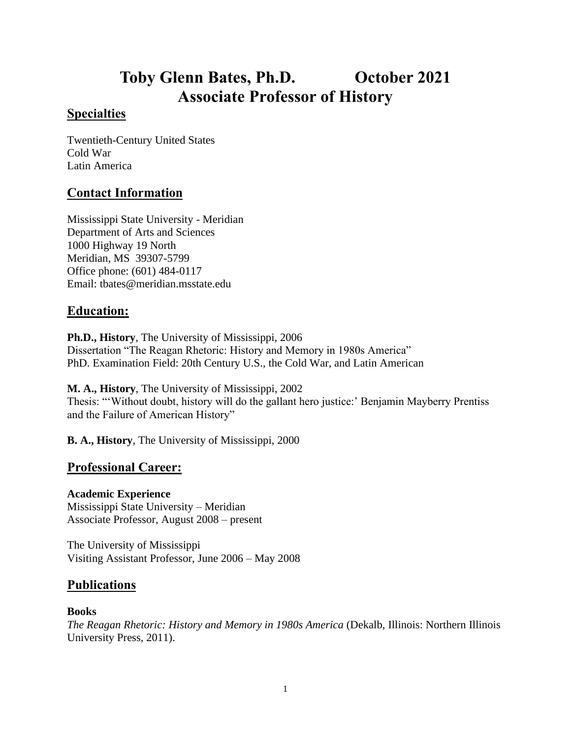# Toby Glenn Bates, Ph.D. October 2021
# Associate Professor of History

## Specialties

Twentieth-Century United States
Cold War
Latin America

## Contact Information

Mississippi State University - Meridian
Department of Arts and Sciences
1000 Highway 19 North
Meridian, MS 39307-5799
Office phone: (601) 484-0117
Email: tbates@meridian.msstate.edu

## Education:

**Ph.D., History**, The University of Mississippi, 2006
Dissertation "The Reagan Rhetoric: History and Memory in 1980s America"
PhD. Examination Field: 20th Century U.S., the Cold War, and Latin American

**M. A., History**, The University of Mississippi, 2002
Thesis: "'Without doubt, history will do the gallant hero justice:' Benjamin Mayberry Prentiss and the Failure of American History"

**B. A., History**, The University of Mississippi, 2000

## Professional Career:

**Academic Experience**
Mississippi State University – Meridian
Associate Professor, August 2008 – present

The University of Mississippi
Visiting Assistant Professor, June 2006 – May 2008

## Publications

**Books**
*The Reagan Rhetoric: History and Memory in 1980s America* (Dekalb, Illinois: Northern Illinois University Press, 2011).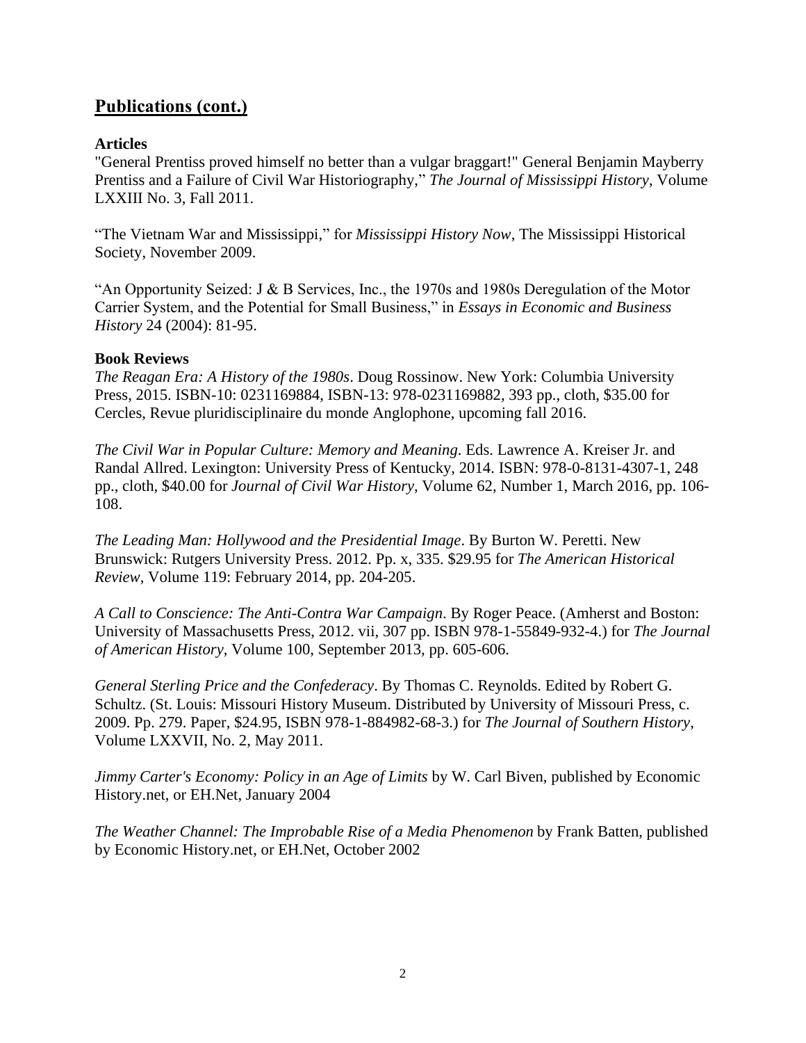## Publications (cont.)

### Articles

"General Prentiss proved himself no better than a vulgar braggart!" General Benjamin Mayberry Prentiss and a Failure of Civil War Historiography," *The Journal of Mississippi History*, Volume LXXIII No. 3, Fall 2011.

"The Vietnam War and Mississippi," for *Mississippi History Now*, The Mississippi Historical Society, November 2009.

"An Opportunity Seized: J & B Services, Inc., the 1970s and 1980s Deregulation of the Motor Carrier System, and the Potential for Small Business," in *Essays in Economic and Business History* 24 (2004): 81-95.

### Book Reviews

*The Reagan Era: A History of the 1980s*. Doug Rossinow. New York: Columbia University Press, 2015. ISBN-10: 0231169884, ISBN-13: 978-0231169882, 393 pp., cloth, $35.00 for Cercles, Revue pluridisciplinaire du monde Anglophone, upcoming fall 2016.

*The Civil War in Popular Culture: Memory and Meaning*. Eds. Lawrence A. Kreiser Jr. and Randal Allred. Lexington: University Press of Kentucky, 2014. ISBN: 978-0-8131-4307-1, 248 pp., cloth, $40.00 for *Journal of Civil War History*, Volume 62, Number 1, March 2016, pp. 106-108.

*The Leading Man: Hollywood and the Presidential Image*. By Burton W. Peretti. New Brunswick: Rutgers University Press. 2012. Pp. x, 335. $29.95 for *The American Historical Review*, Volume 119: February 2014, pp. 204-205.

*A Call to Conscience: The Anti-Contra War Campaign*. By Roger Peace. (Amherst and Boston: University of Massachusetts Press, 2012. vii, 307 pp. ISBN 978-1-55849-932-4.) for *The Journal of American History*, Volume 100, September 2013, pp. 605-606.

*General Sterling Price and the Confederacy*. By Thomas C. Reynolds. Edited by Robert G. Schultz. (St. Louis: Missouri History Museum. Distributed by University of Missouri Press, c. 2009. Pp. 279. Paper, $24.95, ISBN 978-1-884982-68-3.) for *The Journal of Southern History*, Volume LXXVII, No. 2, May 2011.

*Jimmy Carter's Economy: Policy in an Age of Limits* by W. Carl Biven, published by Economic History.net, or EH.Net, January 2004

*The Weather Channel: The Improbable Rise of a Media Phenomenon* by Frank Batten, published by Economic History.net, or EH.Net, October 2002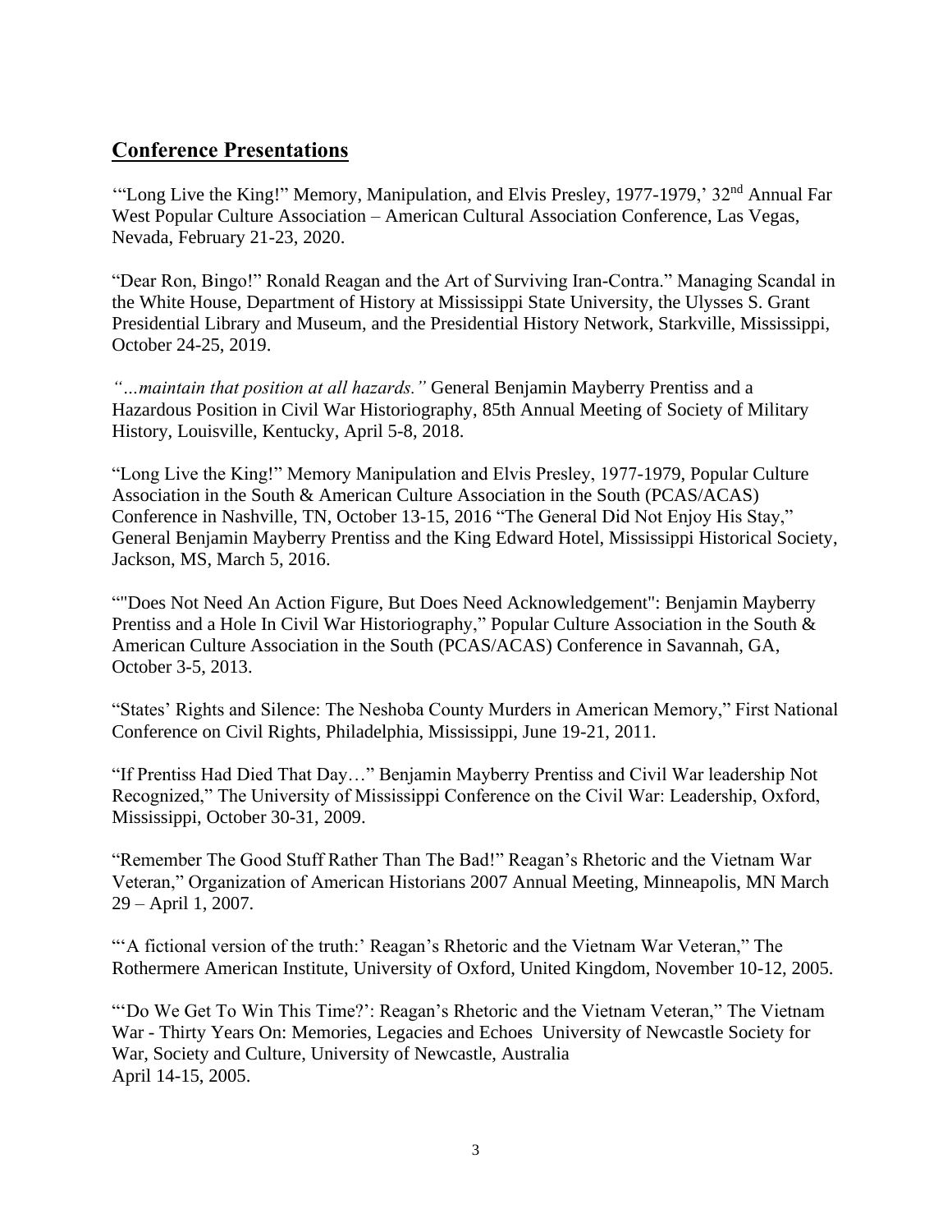## **Conference Presentations**

'"Long Live the King!" Memory, Manipulation, and Elvis Presley, 1977-1979,' 32nd Annual Far West Popular Culture Association – American Cultural Association Conference, Las Vegas, Nevada, February 21-23, 2020.

"Dear Ron, Bingo!" Ronald Reagan and the Art of Surviving Iran-Contra." Managing Scandal in the White House, Department of History at Mississippi State University, the Ulysses S. Grant Presidential Library and Museum, and the Presidential History Network, Starkville, Mississippi, October 24-25, 2019.

*"…maintain that position at all hazards."* General Benjamin Mayberry Prentiss and a Hazardous Position in Civil War Historiography, 85th Annual Meeting of Society of Military History, Louisville, Kentucky, April 5-8, 2018.

"Long Live the King!" Memory Manipulation and Elvis Presley, 1977-1979, Popular Culture Association in the South & American Culture Association in the South (PCAS/ACAS) Conference in Nashville, TN, October 13-15, 2016 "The General Did Not Enjoy His Stay," General Benjamin Mayberry Prentiss and the King Edward Hotel, Mississippi Historical Society, Jackson, MS, March 5, 2016.

""Does Not Need An Action Figure, But Does Need Acknowledgement": Benjamin Mayberry Prentiss and a Hole In Civil War Historiography," Popular Culture Association in the South & American Culture Association in the South (PCAS/ACAS) Conference in Savannah, GA, October 3-5, 2013.

"States' Rights and Silence: The Neshoba County Murders in American Memory," First National Conference on Civil Rights, Philadelphia, Mississippi, June 19-21, 2011.

"If Prentiss Had Died That Day…" Benjamin Mayberry Prentiss and Civil War leadership Not Recognized," The University of Mississippi Conference on the Civil War: Leadership, Oxford, Mississippi, October 30-31, 2009.

"Remember The Good Stuff Rather Than The Bad!" Reagan's Rhetoric and the Vietnam War Veteran," Organization of American Historians 2007 Annual Meeting, Minneapolis, MN March 29 – April 1, 2007.

"'A fictional version of the truth:' Reagan's Rhetoric and the Vietnam War Veteran," The Rothermere American Institute, University of Oxford, United Kingdom, November 10-12, 2005.

"'Do We Get To Win This Time?': Reagan's Rhetoric and the Vietnam Veteran," The Vietnam War - Thirty Years On: Memories, Legacies and Echoes University of Newcastle Society for War, Society and Culture, University of Newcastle, Australia April 14-15, 2005.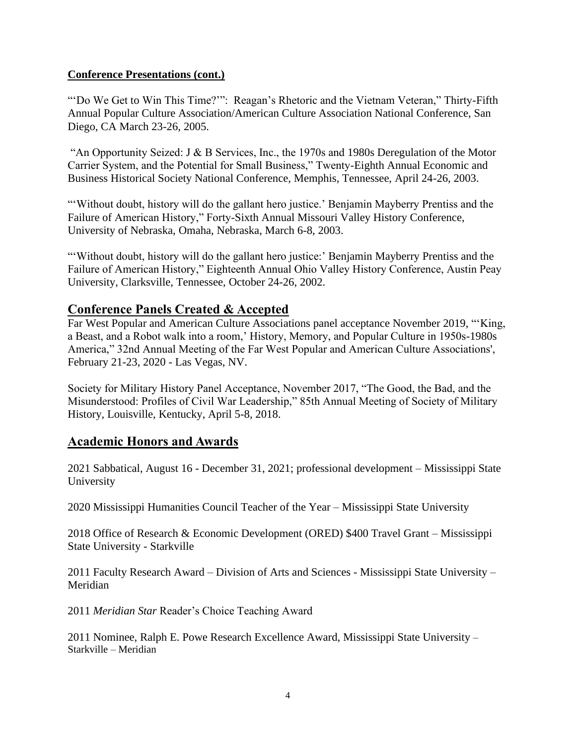**Conference Presentations (cont.)**

"'Do We Get to Win This Time?'": Reagan's Rhetoric and the Vietnam Veteran," Thirty-Fifth Annual Popular Culture Association/American Culture Association National Conference, San Diego, CA March 23-26, 2005.

"An Opportunity Seized: J & B Services, Inc., the 1970s and 1980s Deregulation of the Motor Carrier System, and the Potential for Small Business," Twenty-Eighth Annual Economic and Business Historical Society National Conference, Memphis, Tennessee, April 24-26, 2003.

"'Without doubt, history will do the gallant hero justice.' Benjamin Mayberry Prentiss and the Failure of American History," Forty-Sixth Annual Missouri Valley History Conference, University of Nebraska, Omaha, Nebraska, March 6-8, 2003.

"'Without doubt, history will do the gallant hero justice:' Benjamin Mayberry Prentiss and the Failure of American History," Eighteenth Annual Ohio Valley History Conference, Austin Peay University, Clarksville, Tennessee, October 24-26, 2002.

## Conference Panels Created & Accepted

Far West Popular and American Culture Associations panel acceptance November 2019, "'King, a Beast, and a Robot walk into a room,' History, Memory, and Popular Culture in 1950s-1980s America," 32nd Annual Meeting of the Far West Popular and American Culture Associations', February 21-23, 2020 - Las Vegas, NV.

Society for Military History Panel Acceptance, November 2017, "The Good, the Bad, and the Misunderstood: Profiles of Civil War Leadership," 85th Annual Meeting of Society of Military History, Louisville, Kentucky, April 5-8, 2018.

## Academic Honors and Awards

2021 Sabbatical, August 16 - December 31, 2021; professional development – Mississippi State University

2020 Mississippi Humanities Council Teacher of the Year – Mississippi State University

2018 Office of Research & Economic Development (ORED) $400 Travel Grant – Mississippi State University - Starkville

2011 Faculty Research Award – Division of Arts and Sciences - Mississippi State University – Meridian

2011 *Meridian Star* Reader's Choice Teaching Award

2011 Nominee, Ralph E. Powe Research Excellence Award, Mississippi State University – Starkville – Meridian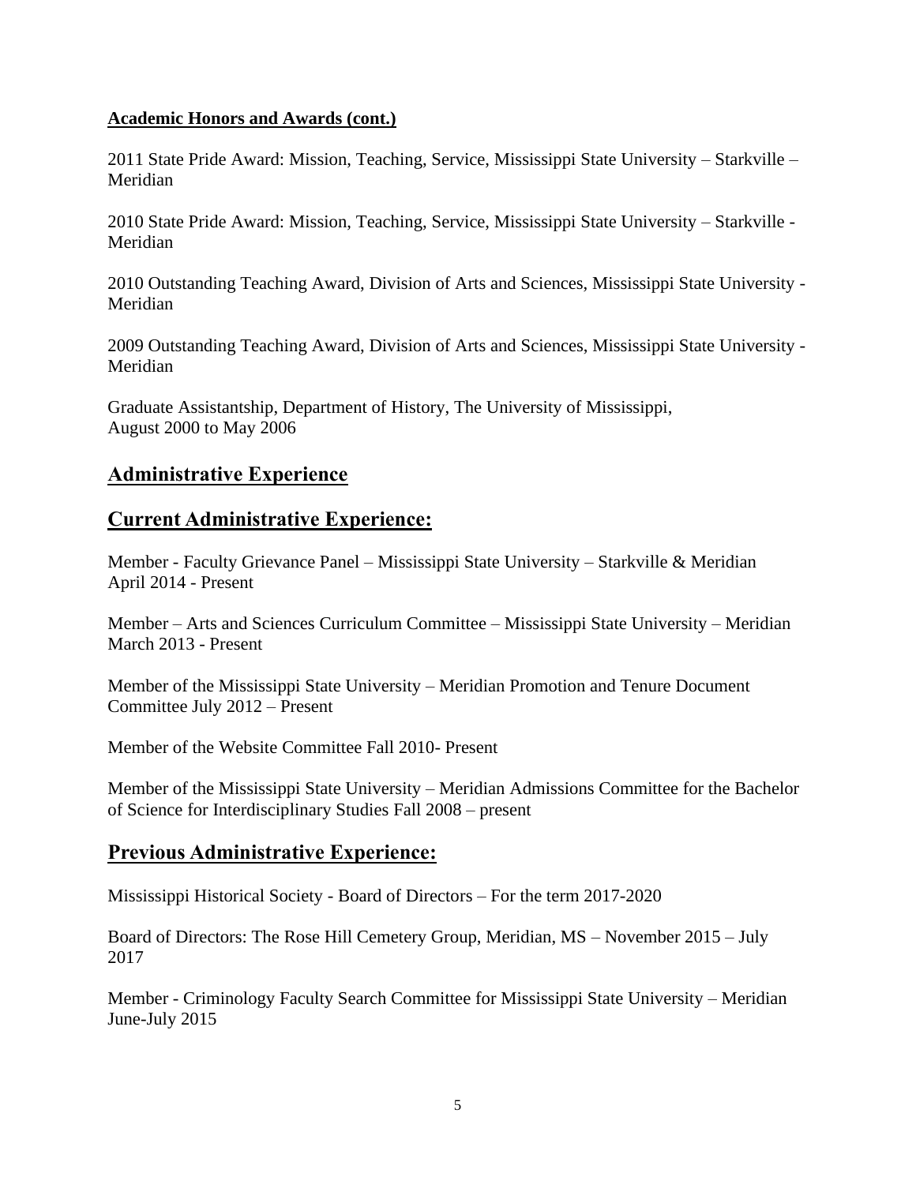**Academic Honors and Awards (cont.)**

2011 State Pride Award: Mission, Teaching, Service, Mississippi State University – Starkville – Meridian

2010 State Pride Award: Mission, Teaching, Service, Mississippi State University – Starkville - Meridian

2010 Outstanding Teaching Award, Division of Arts and Sciences, Mississippi State University - Meridian

2009 Outstanding Teaching Award, Division of Arts and Sciences, Mississippi State University - Meridian

Graduate Assistantship, Department of History, The University of Mississippi,
August 2000 to May 2006

## Administrative Experience

## Current Administrative Experience:

Member - Faculty Grievance Panel – Mississippi State University – Starkville & Meridian
April 2014 - Present

Member – Arts and Sciences Curriculum Committee – Mississippi State University – Meridian
March 2013 - Present

Member of the Mississippi State University – Meridian Promotion and Tenure Document Committee July 2012 – Present

Member of the Website Committee Fall 2010- Present

Member of the Mississippi State University – Meridian Admissions Committee for the Bachelor of Science for Interdisciplinary Studies Fall 2008 – present

## Previous Administrative Experience:

Mississippi Historical Society - Board of Directors – For the term 2017-2020

Board of Directors: The Rose Hill Cemetery Group, Meridian, MS – November 2015 – July 2017

Member - Criminology Faculty Search Committee for Mississippi State University – Meridian
June-July 2015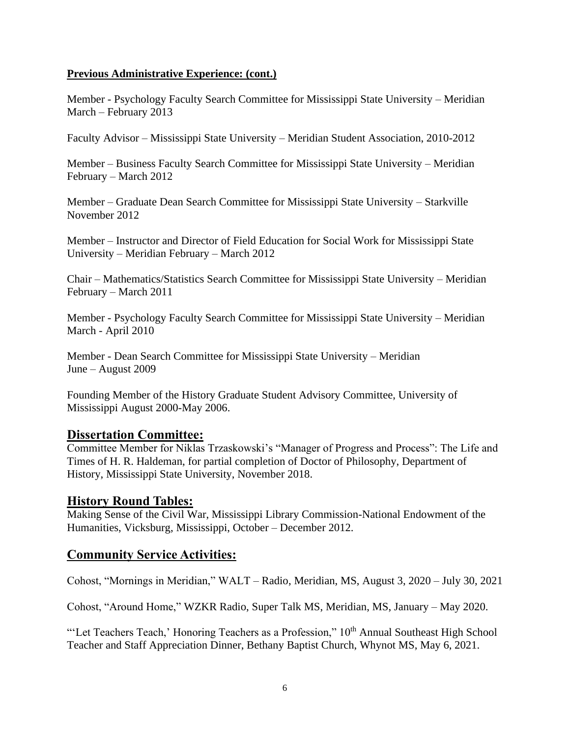**Previous Administrative Experience: (cont.)**

Member - Psychology Faculty Search Committee for Mississippi State University – Meridian March – February 2013

Faculty Advisor – Mississippi State University – Meridian Student Association, 2010-2012

Member – Business Faculty Search Committee for Mississippi State University – Meridian February – March 2012

Member – Graduate Dean Search Committee for Mississippi State University – Starkville November 2012

Member – Instructor and Director of Field Education for Social Work for Mississippi State University – Meridian February – March 2012

Chair – Mathematics/Statistics Search Committee for Mississippi State University – Meridian February – March 2011

Member - Psychology Faculty Search Committee for Mississippi State University – Meridian March - April 2010

Member - Dean Search Committee for Mississippi State University – Meridian June – August 2009

Founding Member of the History Graduate Student Advisory Committee, University of Mississippi August 2000-May 2006.

## Dissertation Committee:

Committee Member for Niklas Trzaskowski's "Manager of Progress and Process": The Life and Times of H. R. Haldeman, for partial completion of Doctor of Philosophy, Department of History, Mississippi State University, November 2018.

## History Round Tables:

Making Sense of the Civil War, Mississippi Library Commission-National Endowment of the Humanities, Vicksburg, Mississippi, October – December 2012.

## Community Service Activities:

Cohost, "Mornings in Meridian," WALT – Radio, Meridian, MS, August 3, 2020 – July 30, 2021

Cohost, "Around Home," WZKR Radio, Super Talk MS, Meridian, MS, January – May 2020.

"'Let Teachers Teach,' Honoring Teachers as a Profession," 10th Annual Southeast High School Teacher and Staff Appreciation Dinner, Bethany Baptist Church, Whynot MS, May 6, 2021.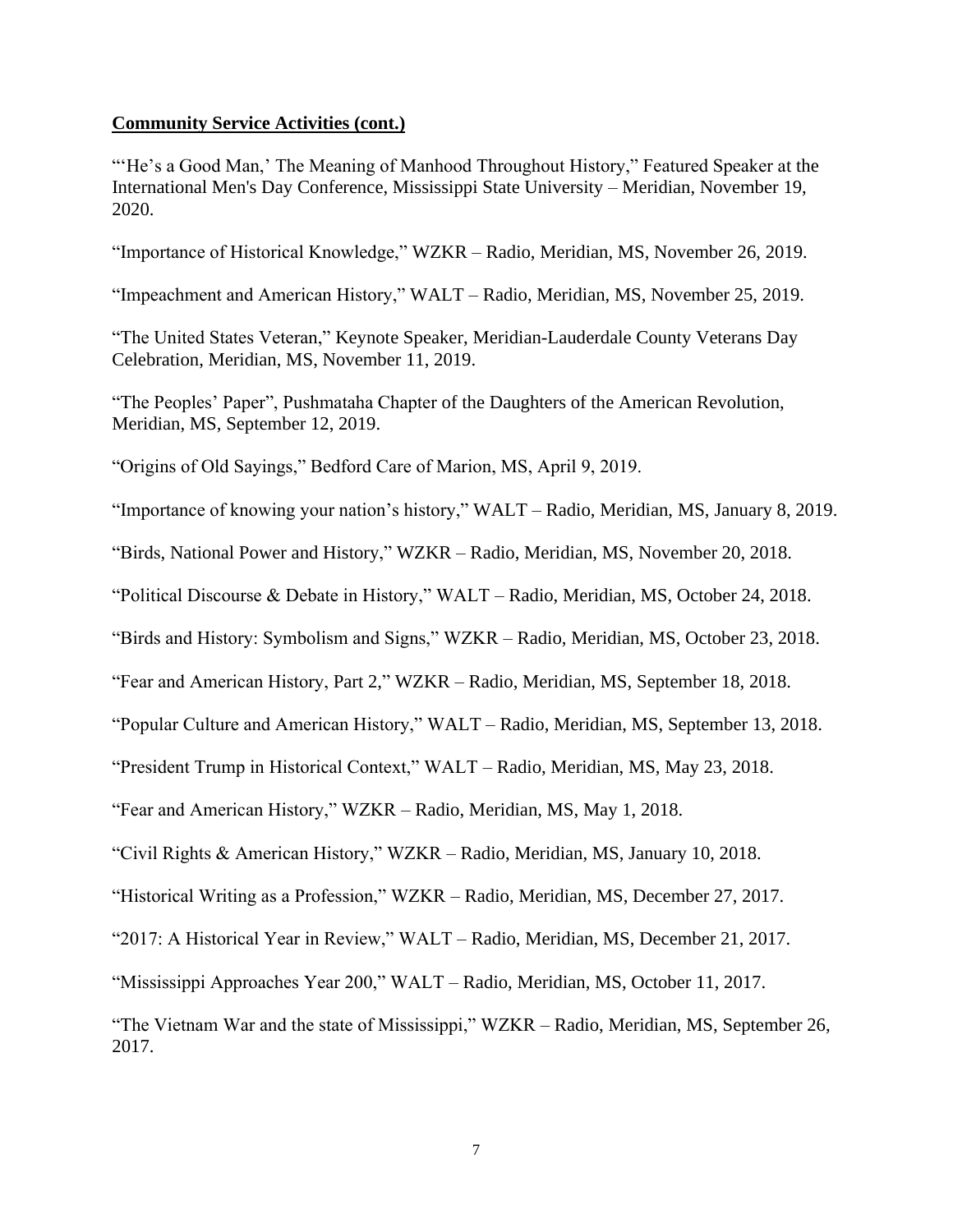**Community Service Activities (cont.)**

"'He's a Good Man,' The Meaning of Manhood Throughout History," Featured Speaker at the International Men's Day Conference, Mississippi State University – Meridian, November 19, 2020.

"Importance of Historical Knowledge," WZKR – Radio, Meridian, MS, November 26, 2019.

"Impeachment and American History," WALT – Radio, Meridian, MS, November 25, 2019.

"The United States Veteran," Keynote Speaker, Meridian-Lauderdale County Veterans Day Celebration, Meridian, MS, November 11, 2019.

"The Peoples' Paper", Pushmataha Chapter of the Daughters of the American Revolution, Meridian, MS, September 12, 2019.

"Origins of Old Sayings," Bedford Care of Marion, MS, April 9, 2019.

"Importance of knowing your nation's history," WALT – Radio, Meridian, MS, January 8, 2019.

"Birds, National Power and History," WZKR – Radio, Meridian, MS, November 20, 2018.

"Political Discourse & Debate in History," WALT – Radio, Meridian, MS, October 24, 2018.

"Birds and History: Symbolism and Signs," WZKR – Radio, Meridian, MS, October 23, 2018.

"Fear and American History, Part 2," WZKR – Radio, Meridian, MS, September 18, 2018.

"Popular Culture and American History," WALT – Radio, Meridian, MS, September 13, 2018.

"President Trump in Historical Context," WALT – Radio, Meridian, MS, May 23, 2018.

"Fear and American History," WZKR – Radio, Meridian, MS, May 1, 2018.

"Civil Rights & American History," WZKR – Radio, Meridian, MS, January 10, 2018.

"Historical Writing as a Profession," WZKR – Radio, Meridian, MS, December 27, 2017.

"2017: A Historical Year in Review," WALT – Radio, Meridian, MS, December 21, 2017.

"Mississippi Approaches Year 200," WALT – Radio, Meridian, MS, October 11, 2017.

"The Vietnam War and the state of Mississippi," WZKR – Radio, Meridian, MS, September 26, 2017.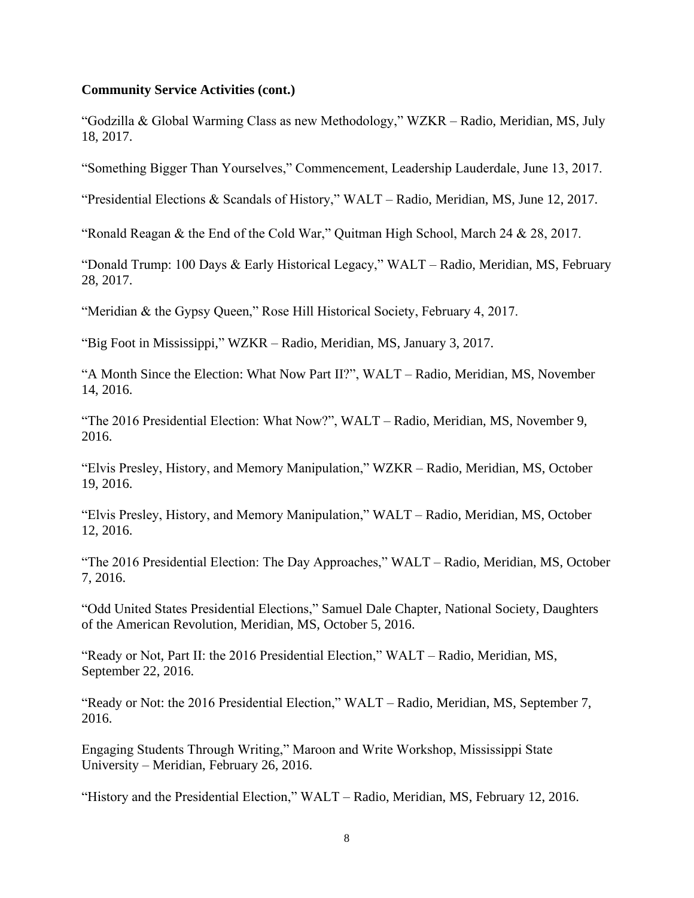**Community Service Activities (cont.)**

"Godzilla & Global Warming Class as new Methodology," WZKR – Radio, Meridian, MS, July 18, 2017.

"Something Bigger Than Yourselves," Commencement, Leadership Lauderdale, June 13, 2017.

"Presidential Elections & Scandals of History," WALT – Radio, Meridian, MS, June 12, 2017.

"Ronald Reagan & the End of the Cold War," Quitman High School, March 24 & 28, 2017.

"Donald Trump: 100 Days & Early Historical Legacy," WALT – Radio, Meridian, MS, February 28, 2017.

"Meridian & the Gypsy Queen," Rose Hill Historical Society, February 4, 2017.

"Big Foot in Mississippi," WZKR – Radio, Meridian, MS, January 3, 2017.

"A Month Since the Election: What Now Part II?", WALT – Radio, Meridian, MS, November 14, 2016.

"The 2016 Presidential Election: What Now?", WALT – Radio, Meridian, MS, November 9, 2016.

"Elvis Presley, History, and Memory Manipulation," WZKR – Radio, Meridian, MS, October 19, 2016.

"Elvis Presley, History, and Memory Manipulation," WALT – Radio, Meridian, MS, October 12, 2016.

"The 2016 Presidential Election: The Day Approaches," WALT – Radio, Meridian, MS, October 7, 2016.

"Odd United States Presidential Elections," Samuel Dale Chapter, National Society, Daughters of the American Revolution, Meridian, MS, October 5, 2016.

"Ready or Not, Part II: the 2016 Presidential Election," WALT – Radio, Meridian, MS, September 22, 2016.

"Ready or Not: the 2016 Presidential Election," WALT – Radio, Meridian, MS, September 7, 2016.

Engaging Students Through Writing," Maroon and Write Workshop, Mississippi State University – Meridian, February 26, 2016.

"History and the Presidential Election," WALT – Radio, Meridian, MS, February 12, 2016.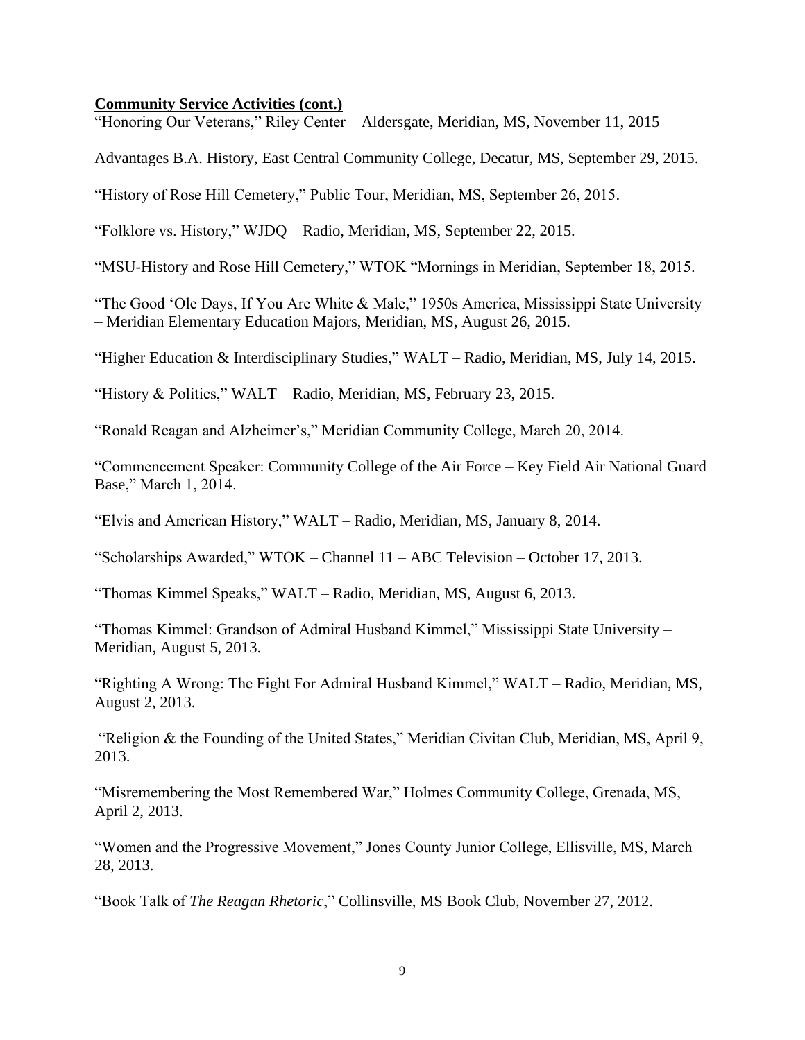**Community Service Activities (cont.)**

"Honoring Our Veterans," Riley Center – Aldersgate, Meridian, MS, November 11, 2015

Advantages B.A. History, East Central Community College, Decatur, MS, September 29, 2015.

"History of Rose Hill Cemetery," Public Tour, Meridian, MS, September 26, 2015.

"Folklore vs. History," WJDQ – Radio, Meridian, MS, September 22, 2015.

"MSU-History and Rose Hill Cemetery," WTOK "Mornings in Meridian, September 18, 2015.

"The Good 'Ole Days, If You Are White & Male," 1950s America, Mississippi State University – Meridian Elementary Education Majors, Meridian, MS, August 26, 2015.

"Higher Education & Interdisciplinary Studies," WALT – Radio, Meridian, MS, July 14, 2015.

"History & Politics," WALT – Radio, Meridian, MS, February 23, 2015.

"Ronald Reagan and Alzheimer's," Meridian Community College, March 20, 2014.

"Commencement Speaker: Community College of the Air Force – Key Field Air National Guard Base," March 1, 2014.

"Elvis and American History," WALT – Radio, Meridian, MS, January 8, 2014.

"Scholarships Awarded," WTOK – Channel 11 – ABC Television – October 17, 2013.

"Thomas Kimmel Speaks," WALT – Radio, Meridian, MS, August 6, 2013.

"Thomas Kimmel: Grandson of Admiral Husband Kimmel," Mississippi State University – Meridian, August 5, 2013.

"Righting A Wrong: The Fight For Admiral Husband Kimmel," WALT – Radio, Meridian, MS, August 2, 2013.

"Religion & the Founding of the United States," Meridian Civitan Club, Meridian, MS, April 9, 2013.

"Misremembering the Most Remembered War," Holmes Community College, Grenada, MS, April 2, 2013.

"Women and the Progressive Movement," Jones County Junior College, Ellisville, MS, March 28, 2013.

"Book Talk of *The Reagan Rhetoric*," Collinsville, MS Book Club, November 27, 2012.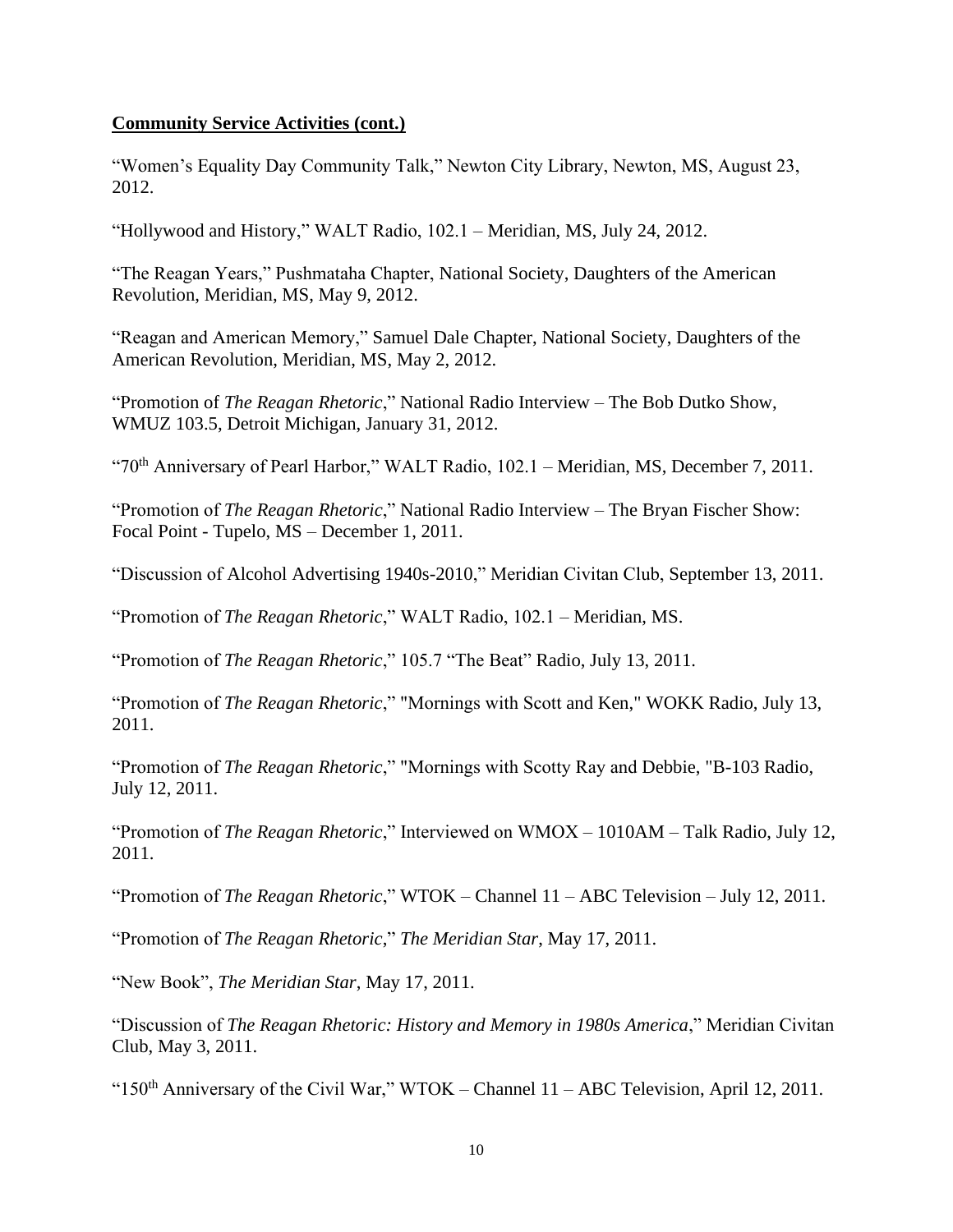**Community Service Activities (cont.)**

"Women's Equality Day Community Talk," Newton City Library, Newton, MS, August 23, 2012.

"Hollywood and History," WALT Radio, 102.1 – Meridian, MS, July 24, 2012.

"The Reagan Years," Pushmataha Chapter, National Society, Daughters of the American Revolution, Meridian, MS, May 9, 2012.

"Reagan and American Memory," Samuel Dale Chapter, National Society, Daughters of the American Revolution, Meridian, MS, May 2, 2012.

"Promotion of *The Reagan Rhetoric*," National Radio Interview – The Bob Dutko Show, WMUZ 103.5, Detroit Michigan, January 31, 2012.

"70th Anniversary of Pearl Harbor," WALT Radio, 102.1 – Meridian, MS, December 7, 2011.

"Promotion of *The Reagan Rhetoric*," National Radio Interview – The Bryan Fischer Show: Focal Point - Tupelo, MS – December 1, 2011.

"Discussion of Alcohol Advertising 1940s-2010," Meridian Civitan Club, September 13, 2011.

"Promotion of *The Reagan Rhetoric*," WALT Radio, 102.1 – Meridian, MS.

"Promotion of *The Reagan Rhetoric*," 105.7 "The Beat" Radio, July 13, 2011.

"Promotion of *The Reagan Rhetoric*," "Mornings with Scott and Ken," WOKK Radio, July 13, 2011.

"Promotion of *The Reagan Rhetoric*," "Mornings with Scotty Ray and Debbie, "B-103 Radio, July 12, 2011.

"Promotion of *The Reagan Rhetoric*," Interviewed on WMOX – 1010AM – Talk Radio, July 12, 2011.

"Promotion of *The Reagan Rhetoric*," WTOK – Channel 11 – ABC Television – July 12, 2011.

"Promotion of *The Reagan Rhetoric*," *The Meridian Star*, May 17, 2011.

"New Book", *The Meridian Star*, May 17, 2011.

"Discussion of *The Reagan Rhetoric: History and Memory in 1980s America*," Meridian Civitan Club, May 3, 2011.

"150th Anniversary of the Civil War," WTOK – Channel 11 – ABC Television, April 12, 2011.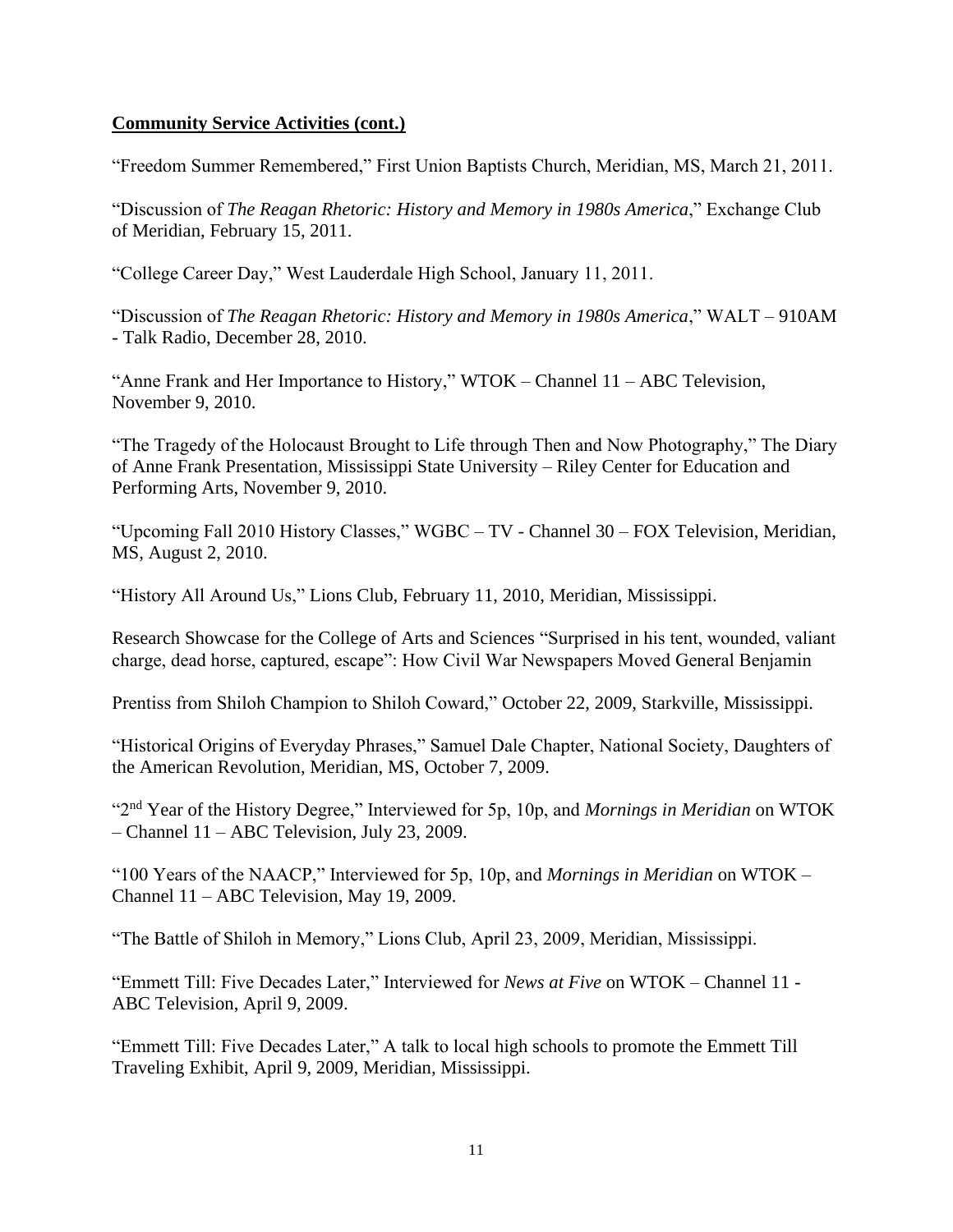**Community Service Activities (cont.)**

"Freedom Summer Remembered," First Union Baptists Church, Meridian, MS, March 21, 2011.

"Discussion of *The Reagan Rhetoric: History and Memory in 1980s America*," Exchange Club of Meridian, February 15, 2011.

"College Career Day," West Lauderdale High School, January 11, 2011.

"Discussion of *The Reagan Rhetoric: History and Memory in 1980s America*," WALT – 910AM - Talk Radio, December 28, 2010.

"Anne Frank and Her Importance to History," WTOK – Channel 11 – ABC Television, November 9, 2010.

"The Tragedy of the Holocaust Brought to Life through Then and Now Photography," The Diary of Anne Frank Presentation, Mississippi State University – Riley Center for Education and Performing Arts, November 9, 2010.

"Upcoming Fall 2010 History Classes," WGBC – TV - Channel 30 – FOX Television, Meridian, MS, August 2, 2010.

"History All Around Us," Lions Club, February 11, 2010, Meridian, Mississippi.

Research Showcase for the College of Arts and Sciences "Surprised in his tent, wounded, valiant charge, dead horse, captured, escape": How Civil War Newspapers Moved General Benjamin Prentiss from Shiloh Champion to Shiloh Coward," October 22, 2009, Starkville, Mississippi.

"Historical Origins of Everyday Phrases," Samuel Dale Chapter, National Society, Daughters of the American Revolution, Meridian, MS, October 7, 2009.

"2nd Year of the History Degree," Interviewed for 5p, 10p, and *Mornings in Meridian* on WTOK – Channel 11 – ABC Television, July 23, 2009.

"100 Years of the NAACP," Interviewed for 5p, 10p, and *Mornings in Meridian* on WTOK – Channel 11 – ABC Television, May 19, 2009.

"The Battle of Shiloh in Memory," Lions Club, April 23, 2009, Meridian, Mississippi.

"Emmett Till: Five Decades Later," Interviewed for *News at Five* on WTOK – Channel 11 - ABC Television, April 9, 2009.

"Emmett Till: Five Decades Later," A talk to local high schools to promote the Emmett Till Traveling Exhibit, April 9, 2009, Meridian, Mississippi.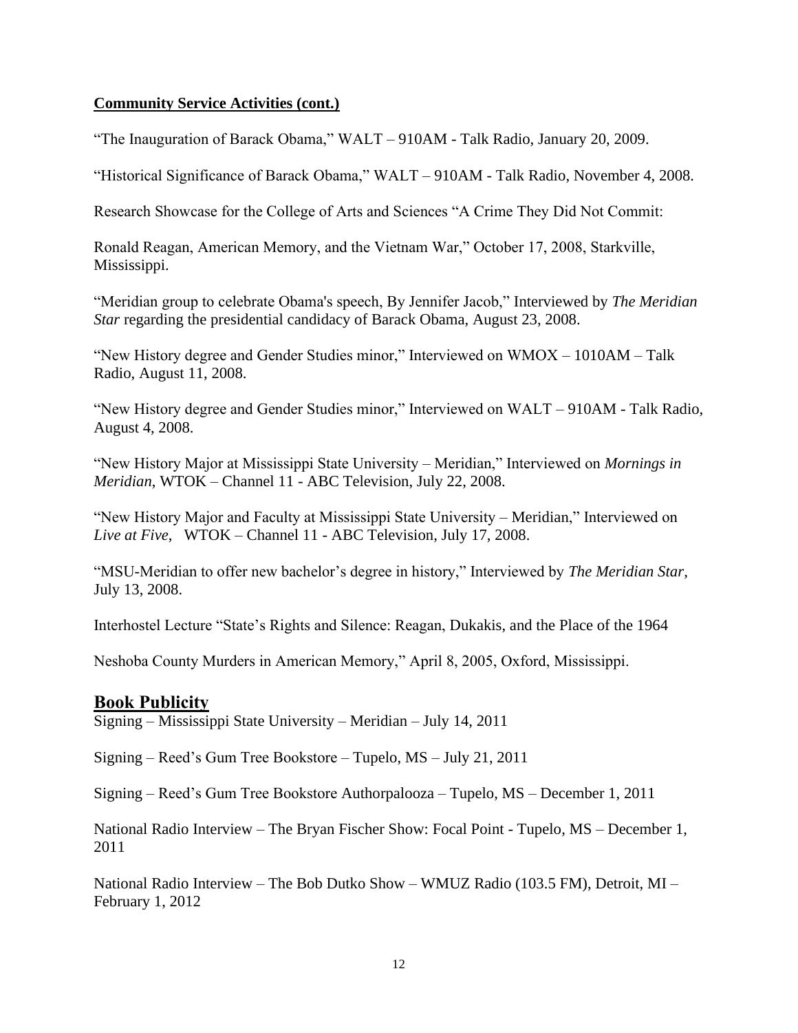**Community Service Activities (cont.)**

"The Inauguration of Barack Obama," WALT – 910AM - Talk Radio, January 20, 2009.

"Historical Significance of Barack Obama," WALT – 910AM - Talk Radio, November 4, 2008.

Research Showcase for the College of Arts and Sciences "A Crime They Did Not Commit:

Ronald Reagan, American Memory, and the Vietnam War," October 17, 2008, Starkville, Mississippi.

"Meridian group to celebrate Obama's speech, By Jennifer Jacob," Interviewed by *The Meridian Star* regarding the presidential candidacy of Barack Obama, August 23, 2008.

"New History degree and Gender Studies minor," Interviewed on WMOX – 1010AM – Talk Radio, August 11, 2008.

"New History degree and Gender Studies minor," Interviewed on WALT – 910AM - Talk Radio, August 4, 2008.

"New History Major at Mississippi State University – Meridian," Interviewed on *Mornings in Meridian*, WTOK – Channel 11 - ABC Television, July 22, 2008.

"New History Major and Faculty at Mississippi State University – Meridian," Interviewed on *Live at Five*, WTOK – Channel 11 - ABC Television, July 17, 2008.

"MSU-Meridian to offer new bachelor's degree in history," Interviewed by *The Meridian Star*, July 13, 2008.

Interhostel Lecture "State's Rights and Silence: Reagan, Dukakis, and the Place of the 1964

Neshoba County Murders in American Memory," April 8, 2005, Oxford, Mississippi.

## Book Publicity

Signing – Mississippi State University – Meridian – July 14, 2011

Signing – Reed's Gum Tree Bookstore – Tupelo, MS – July 21, 2011

Signing – Reed's Gum Tree Bookstore Authorpalooza – Tupelo, MS – December 1, 2011

National Radio Interview – The Bryan Fischer Show: Focal Point - Tupelo, MS – December 1, 2011

National Radio Interview – The Bob Dutko Show – WMUZ Radio (103.5 FM), Detroit, MI – February 1, 2012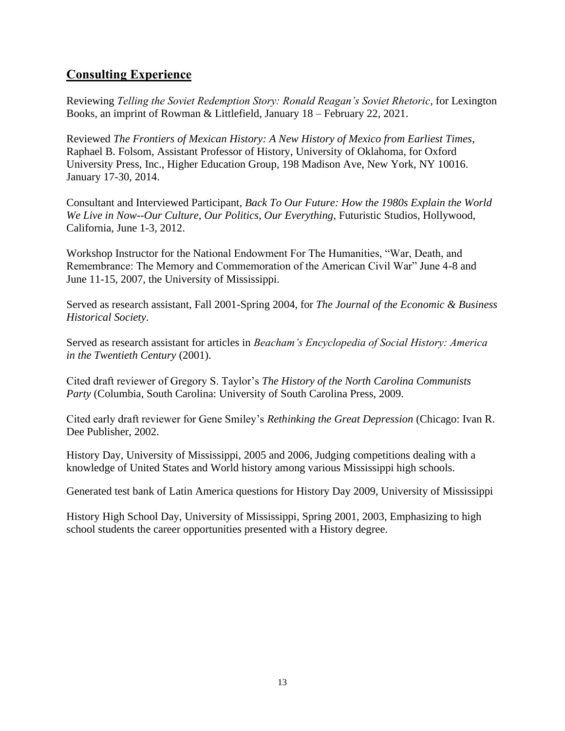## Consulting Experience

Reviewing *Telling the Soviet Redemption Story: Ronald Reagan's Soviet Rhetoric*, for Lexington Books, an imprint of Rowman & Littlefield, January 18 – February 22, 2021.

Reviewed *The Frontiers of Mexican History: A New History of Mexico from Earliest Times*, Raphael B. Folsom, Assistant Professor of History, University of Oklahoma, for Oxford University Press, Inc., Higher Education Group, 198 Madison Ave, New York, NY 10016. January 17-30, 2014.

Consultant and Interviewed Participant, *Back To Our Future: How the 1980s Explain the World We Live in Now--Our Culture, Our Politics, Our Everything*, Futuristic Studios, Hollywood, California, June 1-3, 2012.

Workshop Instructor for the National Endowment For The Humanities, "War, Death, and Remembrance: The Memory and Commemoration of the American Civil War" June 4-8 and June 11-15, 2007, the University of Mississippi.

Served as research assistant, Fall 2001-Spring 2004, for *The Journal of the Economic & Business Historical Society*.

Served as research assistant for articles in *Beacham's Encyclopedia of Social History: America in the Twentieth Century* (2001).

Cited draft reviewer of Gregory S. Taylor's *The History of the North Carolina Communists Party* (Columbia, South Carolina: University of South Carolina Press, 2009.

Cited early draft reviewer for Gene Smiley's *Rethinking the Great Depression* (Chicago: Ivan R. Dee Publisher, 2002.

History Day, University of Mississippi, 2005 and 2006, Judging competitions dealing with a knowledge of United States and World history among various Mississippi high schools.

Generated test bank of Latin America questions for History Day 2009, University of Mississippi

History High School Day, University of Mississippi, Spring 2001, 2003, Emphasizing to high school students the career opportunities presented with a History degree.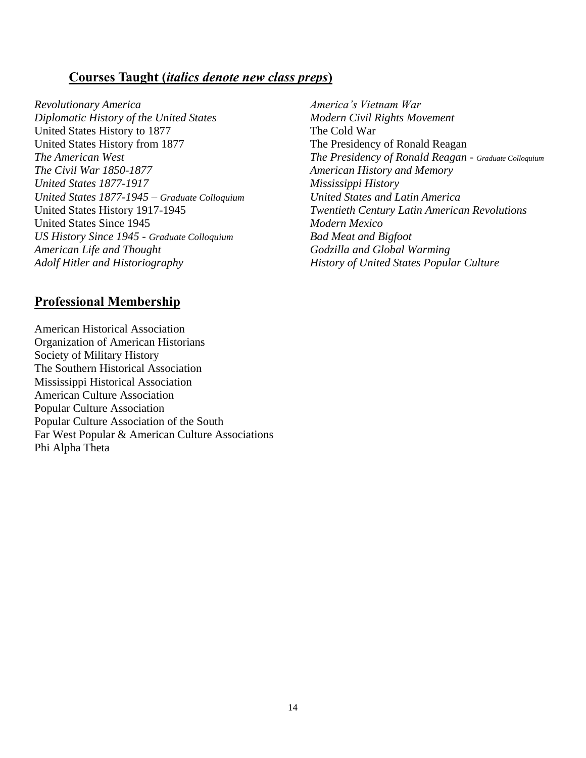## Courses Taught (*italics denote new class preps*)

*Revolutionary America*
*Diplomatic History of the United States*
United States History to 1877
United States History from 1877
*The American West*
*The Civil War 1850-1877*
*United States 1877-1917*
*United States 1877-1945 – Graduate Colloquium*
United States History 1917-1945
United States Since 1945
*US History Since 1945 - Graduate Colloquium*
*American Life and Thought*
*Adolf Hitler and Historiography*
*America's Vietnam War*
*Modern Civil Rights Movement*
The Cold War
The Presidency of Ronald Reagan
*The Presidency of Ronald Reagan - Graduate Colloquium*
*American History and Memory*
*Mississippi History*
*United States and Latin America*
*Twentieth Century Latin American Revolutions*
*Modern Mexico*
*Bad Meat and Bigfoot*
*Godzilla and Global Warming*
*History of United States Popular Culture*

## Professional Membership

American Historical Association
Organization of American Historians
Society of Military History
The Southern Historical Association
Mississippi Historical Association
American Culture Association
Popular Culture Association
Popular Culture Association of the South
Far West Popular & American Culture Associations
Phi Alpha Theta